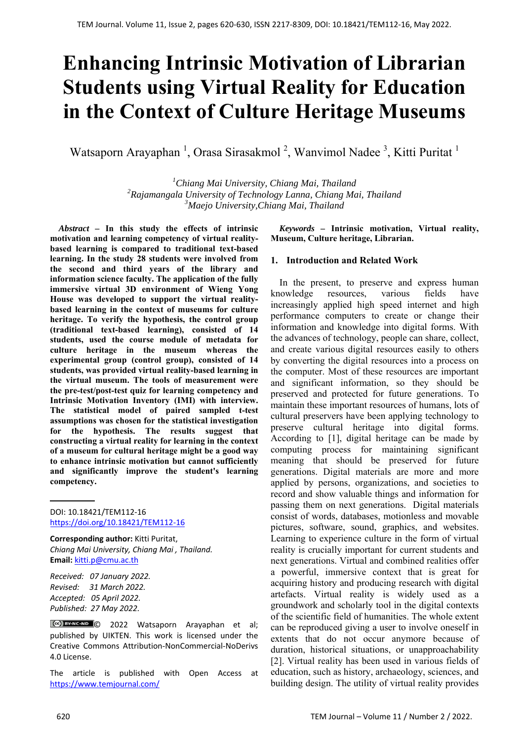# Enhancing Intrinsic Motivation of Librarian Students using Virtual Reality for Education in the Context of Culture Heritage Museums

Watsaporn Arayaphan [1], Orasa Sirasakmol [2], Wanvimol Nadee [3], Kitti Puritat [1]

[1] *Chiang Mai University, Chiang Mai, Thailand*
[2] *Rajamangala University of Technology Lanna, Chiang Mai, Thailand*
[3] *Maejo University, Chiang Mai, Thailand*

***Abstract*** **– In this study the effects of intrinsic motivation and learning competency of virtual reality-based learning is compared to traditional text-based learning. In the study 28 students were involved from the second and third years of the library and information science faculty. The application of the fully immersive virtual 3D environment of Wieng Yong House was developed to support the virtual reality-based learning in the context of museums for culture heritage. To verify the hypothesis, the control group (traditional text-based learning), consisted of 14 students, used the course module of metadata for culture heritage in the museum whereas the experimental group (control group), consisted of 14 students, was provided virtual reality-based learning in the virtual museum. The tools of measurement were the pre-test/post-test quiz for learning competency and Intrinsic Motivation Inventory (IMI) with interview. The statistical model of paired sampled t-test assumptions was chosen for the statistical investigation for the hypothesis. The results suggest that constructing a virtual reality for learning in the context of a museum for cultural heritage might be a good way to enhance intrinsic motivation but cannot sufficiently and significantly improve the student's learning competency.**

DOI: 10.18421/TEM112-16
https://doi.org/10.18421/TEM112-16

**Corresponding author:** Kitti Puritat,
*Chiang Mai University, Chiang Mai , Thailand.*
**Email:** kitti.p@cmu.ac.th

*Received: 07 January 2022.*
*Revised: 31 March 2022.*
*Accepted: 05 April 2022.*
*Published: 27 May 2022.*

© 2022 Watsaporn Arayaphan et al; published by UIKTEN. This work is licensed under the Creative Commons Attribution-NonCommercial-NoDerivs 4.0 License.

The article is published with Open Access at https://www.temjournal.com/

***Keywords*** **– Intrinsic motivation, Virtual reality, Museum, Culture heritage, Librarian.**

## 1. Introduction and Related Work

In the present, to preserve and express human knowledge resources, various fields have increasingly applied high speed internet and high performance computers to create or change their information and knowledge into digital forms. With the advances of technology, people can share, collect, and create various digital resources easily to others by converting the digital resources into a process on the computer. Most of these resources are important and significant information, so they should be preserved and protected for future generations. To maintain these important resources of humans, lots of cultural preservers have been applying technology to preserve cultural heritage into digital forms. According to [1], digital heritage can be made by computing process for maintaining significant meaning that should be preserved for future generations. Digital materials are more and more applied by persons, organizations, and societies to record and show valuable things and information for passing them on next generations. Digital materials consist of words, databases, motionless and movable pictures, software, sound, graphics, and websites. Learning to experience culture in the form of virtual reality is crucially important for current students and next generations. Virtual and combined realities offer a powerful, immersive context that is great for acquiring history and producing research with digital artefacts. Virtual reality is widely used as a groundwork and scholarly tool in the digital contexts of the scientific field of humanities. The whole extent can be reproduced giving a user to involve oneself in extents that do not occur anymore because of duration, historical situations, or unapproachability [2]. Virtual reality has been used in various fields of education, such as history, archaeology, sciences, and building design. The utility of virtual reality provides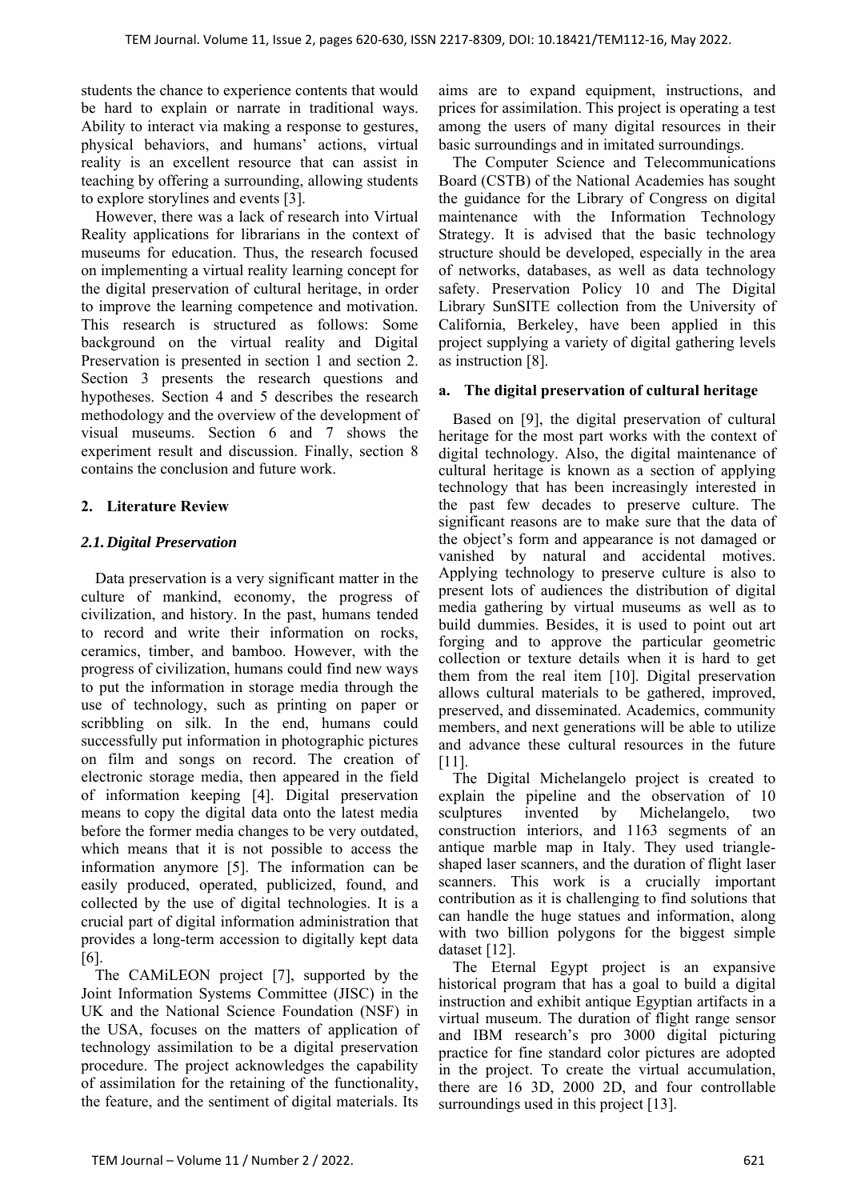students the chance to experience contents that would be hard to explain or narrate in traditional ways. Ability to interact via making a response to gestures, physical behaviors, and humans' actions, virtual reality is an excellent resource that can assist in teaching by offering a surrounding, allowing students to explore storylines and events [3].

However, there was a lack of research into Virtual Reality applications for librarians in the context of museums for education. Thus, the research focused on implementing a virtual reality learning concept for the digital preservation of cultural heritage, in order to improve the learning competence and motivation. This research is structured as follows: Some background on the virtual reality and Digital Preservation is presented in section 1 and section 2. Section 3 presents the research questions and hypotheses. Section 4 and 5 describes the research methodology and the overview of the development of visual museums. Section 6 and 7 shows the experiment result and discussion. Finally, section 8 contains the conclusion and future work.

## 2. Literature Review

### *2.1. Digital Preservation*

Data preservation is a very significant matter in the culture of mankind, economy, the progress of civilization, and history. In the past, humans tended to record and write their information on rocks, ceramics, timber, and bamboo. However, with the progress of civilization, humans could find new ways to put the information in storage media through the use of technology, such as printing on paper or scribbling on silk. In the end, humans could successfully put information in photographic pictures on film and songs on record. The creation of electronic storage media, then appeared in the field of information keeping [4]. Digital preservation means to copy the digital data onto the latest media before the former media changes to be very outdated, which means that it is not possible to access the information anymore [5]. The information can be easily produced, operated, publicized, found, and collected by the use of digital technologies. It is a crucial part of digital information administration that provides a long-term accession to digitally kept data [6].

The CAMiLEON project [7], supported by the Joint Information Systems Committee (JISC) in the UK and the National Science Foundation (NSF) in the USA, focuses on the matters of application of technology assimilation to be a digital preservation procedure. The project acknowledges the capability of assimilation for the retaining of the functionality, the feature, and the sentiment of digital materials. Its aims are to expand equipment, instructions, and prices for assimilation. This project is operating a test among the users of many digital resources in their basic surroundings and in imitated surroundings.

The Computer Science and Telecommunications Board (CSTB) of the National Academies has sought the guidance for the Library of Congress on digital maintenance with the Information Technology Strategy. It is advised that the basic technology structure should be developed, especially in the area of networks, databases, as well as data technology safety. Preservation Policy 10 and The Digital Library SunSITE collection from the University of California, Berkeley, have been applied in this project supplying a variety of digital gathering levels as instruction [8].

#### a. The digital preservation of cultural heritage

Based on [9], the digital preservation of cultural heritage for the most part works with the context of digital technology. Also, the digital maintenance of cultural heritage is known as a section of applying technology that has been increasingly interested in the past few decades to preserve culture. The significant reasons are to make sure that the data of the object's form and appearance is not damaged or vanished by natural and accidental motives. Applying technology to preserve culture is also to present lots of audiences the distribution of digital media gathering by virtual museums as well as to build dummies. Besides, it is used to point out art forging and to approve the particular geometric collection or texture details when it is hard to get them from the real item [10]. Digital preservation allows cultural materials to be gathered, improved, preserved, and disseminated. Academics, community members, and next generations will be able to utilize and advance these cultural resources in the future [11].

The Digital Michelangelo project is created to explain the pipeline and the observation of 10 sculptures invented by Michelangelo, two construction interiors, and 1163 segments of an antique marble map in Italy. They used triangle-shaped laser scanners, and the duration of flight laser scanners. This work is a crucially important contribution as it is challenging to find solutions that can handle the huge statues and information, along with two billion polygons for the biggest simple dataset [12].

The Eternal Egypt project is an expansive historical program that has a goal to build a digital instruction and exhibit antique Egyptian artifacts in a virtual museum. The duration of flight range sensor and IBM research's pro 3000 digital picturing practice for fine standard color pictures are adopted in the project. To create the virtual accumulation, there are 16 3D, 2000 2D, and four controllable surroundings used in this project [13].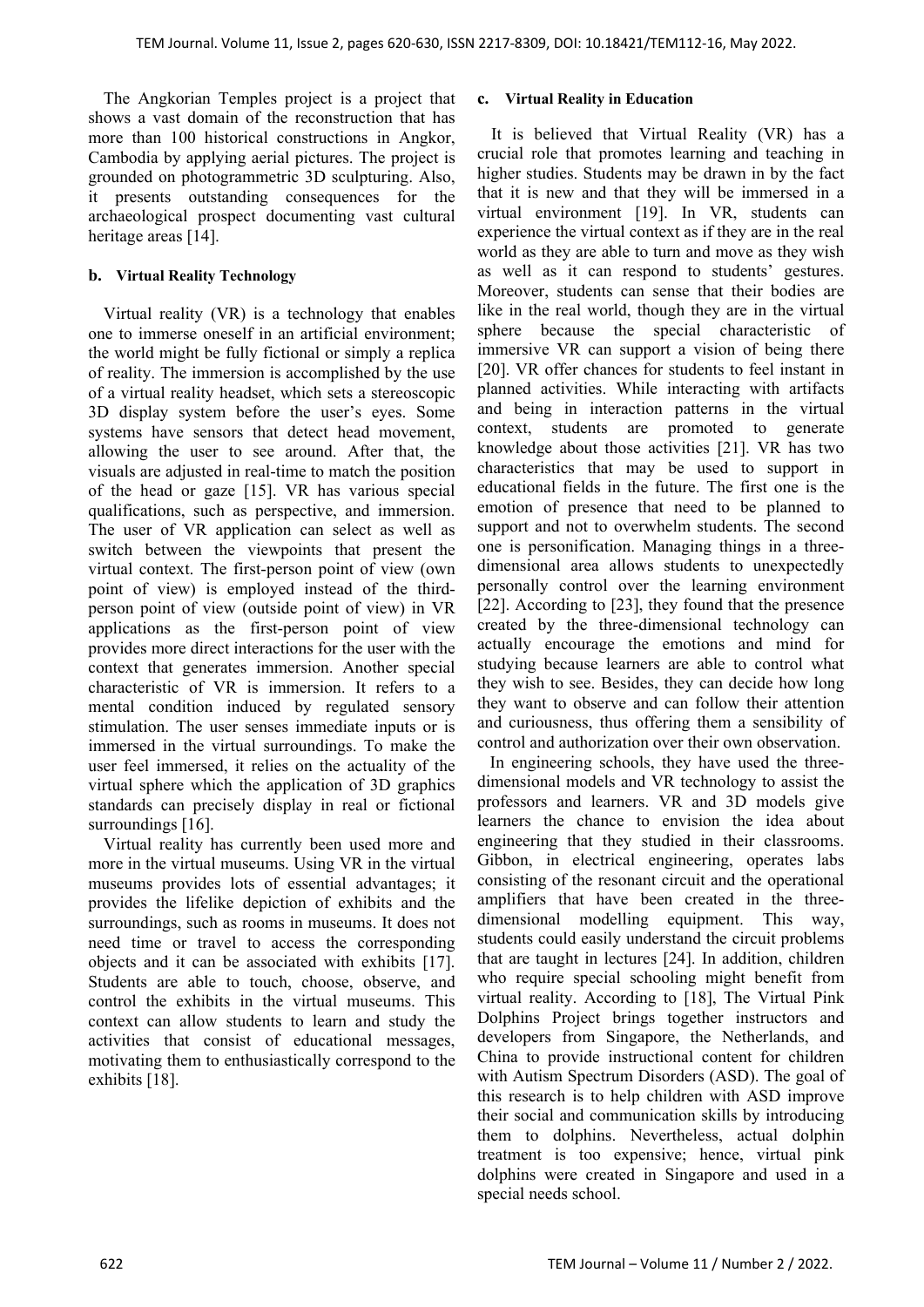The Angkorian Temples project is a project that shows a vast domain of the reconstruction that has more than 100 historical constructions in Angkor, Cambodia by applying aerial pictures. The project is grounded on photogrammetric 3D sculpturing. Also, it presents outstanding consequences for the archaeological prospect documenting vast cultural heritage areas [14].

### b. Virtual Reality Technology

Virtual reality (VR) is a technology that enables one to immerse oneself in an artificial environment; the world might be fully fictional or simply a replica of reality. The immersion is accomplished by the use of a virtual reality headset, which sets a stereoscopic 3D display system before the user's eyes. Some systems have sensors that detect head movement, allowing the user to see around. After that, the visuals are adjusted in real-time to match the position of the head or gaze [15]. VR has various special qualifications, such as perspective, and immersion. The user of VR application can select as well as switch between the viewpoints that present the virtual context. The first-person point of view (own point of view) is employed instead of the third-person point of view (outside point of view) in VR applications as the first-person point of view provides more direct interactions for the user with the context that generates immersion. Another special characteristic of VR is immersion. It refers to a mental condition induced by regulated sensory stimulation. The user senses immediate inputs or is immersed in the virtual surroundings. To make the user feel immersed, it relies on the actuality of the virtual sphere which the application of 3D graphics standards can precisely display in real or fictional surroundings [16].

Virtual reality has currently been used more and more in the virtual museums. Using VR in the virtual museums provides lots of essential advantages; it provides the lifelike depiction of exhibits and the surroundings, such as rooms in museums. It does not need time or travel to access the corresponding objects and it can be associated with exhibits [17]. Students are able to touch, choose, observe, and control the exhibits in the virtual museums. This context can allow students to learn and study the activities that consist of educational messages, motivating them to enthusiastically correspond to the exhibits [18].

### c. Virtual Reality in Education

It is believed that Virtual Reality (VR) has a crucial role that promotes learning and teaching in higher studies. Students may be drawn in by the fact that it is new and that they will be immersed in a virtual environment [19]. In VR, students can experience the virtual context as if they are in the real world as they are able to turn and move as they wish as well as it can respond to students' gestures. Moreover, students can sense that their bodies are like in the real world, though they are in the virtual sphere because the special characteristic of immersive VR can support a vision of being there [20]. VR offer chances for students to feel instant in planned activities. While interacting with artifacts and being in interaction patterns in the virtual context, students are promoted to generate knowledge about those activities [21]. VR has two characteristics that may be used to support in educational fields in the future. The first one is the emotion of presence that need to be planned to support and not to overwhelm students. The second one is personification. Managing things in a three-dimensional area allows students to unexpectedly personally control over the learning environment [22]. According to [23], they found that the presence created by the three-dimensional technology can actually encourage the emotions and mind for studying because learners are able to control what they wish to see. Besides, they can decide how long they want to observe and can follow their attention and curiousness, thus offering them a sensibility of control and authorization over their own observation.

In engineering schools, they have used the three-dimensional models and VR technology to assist the professors and learners. VR and 3D models give learners the chance to envision the idea about engineering that they studied in their classrooms. Gibbon, in electrical engineering, operates labs consisting of the resonant circuit and the operational amplifiers that have been created in the three-dimensional modelling equipment. This way, students could easily understand the circuit problems that are taught in lectures [24]. In addition, children who require special schooling might benefit from virtual reality. According to [18], The Virtual Pink Dolphins Project brings together instructors and developers from Singapore, the Netherlands, and China to provide instructional content for children with Autism Spectrum Disorders (ASD). The goal of this research is to help children with ASD improve their social and communication skills by introducing them to dolphins. Nevertheless, actual dolphin treatment is too expensive; hence, virtual pink dolphins were created in Singapore and used in a special needs school.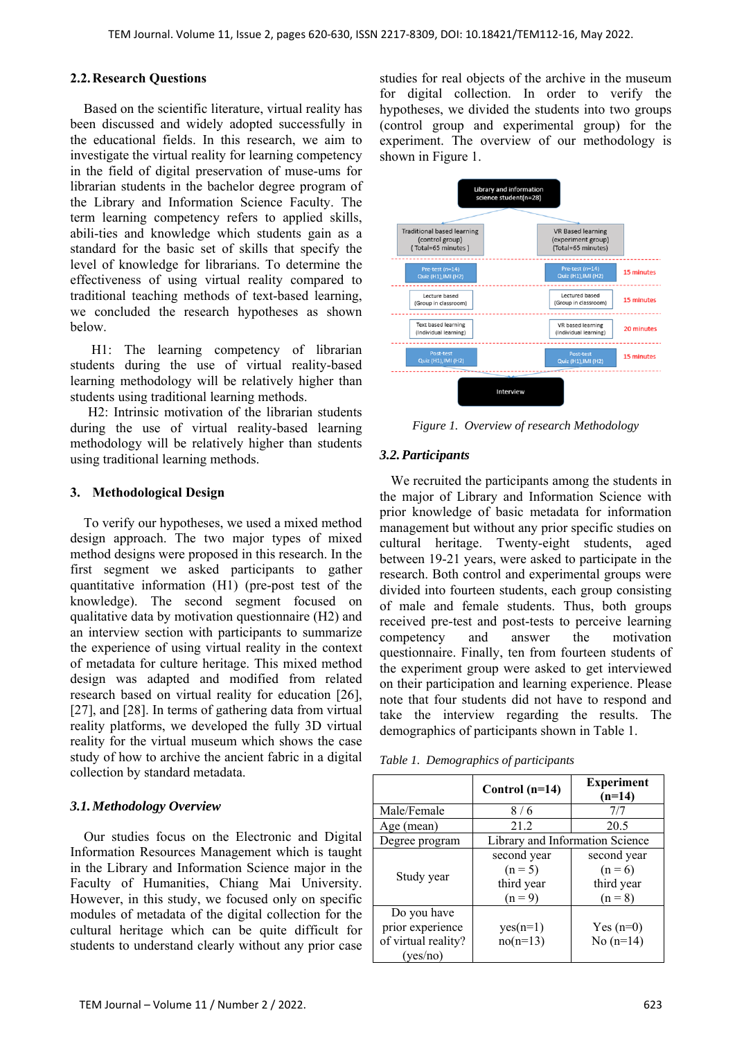## 2.2. Research Questions

Based on the scientific literature, virtual reality has been discussed and widely adopted successfully in the educational fields. In this research, we aim to investigate the virtual reality for learning competency in the field of digital preservation of muse-ums for librarian students in the bachelor degree program of the Library and Information Science Faculty. The term learning competency refers to applied skills, abili-ties and knowledge which students gain as a standard for the basic set of skills that specify the level of knowledge for librarians. To determine the effectiveness of using virtual reality compared to traditional teaching methods of text-based learning, we concluded the research hypotheses as shown below.

H1: The learning competency of librarian students during the use of virtual reality-based learning methodology will be relatively higher than students using traditional learning methods.

H2: Intrinsic motivation of the librarian students during the use of virtual reality-based learning methodology will be relatively higher than students using traditional learning methods.

## 3. Methodological Design

To verify our hypotheses, we used a mixed method design approach. The two major types of mixed method designs were proposed in this research. In the first segment we asked participants to gather quantitative information (H1) (pre-post test of the knowledge). The second segment focused on qualitative data by motivation questionnaire (H2) and an interview section with participants to summarize the experience of using virtual reality in the context of metadata for culture heritage. This mixed method design was adapted and modified from related research based on virtual reality for education [26], [27], and [28]. In terms of gathering data from virtual reality platforms, we developed the fully 3D virtual reality for the virtual museum which shows the case study of how to archive the ancient fabric in a digital collection by standard metadata.

### 3.1. Methodology Overview

Our studies focus on the Electronic and Digital Information Resources Management which is taught in the Library and Information Science major in the Faculty of Humanities, Chiang Mai University. However, in this study, we focused only on specific modules of metadata of the digital collection for the cultural heritage which can be quite difficult for students to understand clearly without any prior case studies for real objects of the archive in the museum for digital collection. In order to verify the hypotheses, we divided the students into two groups (control group and experimental group) for the experiment. The overview of our methodology is shown in Figure 1.

Library and information science student(n=28)

Traditional based learning (control group) (Total=65 minutes)

VR Based learning (experiment group) (Total=65 minutes)

Pre-test (n=14) Quiz (H1),IMI (H2)

Pre-test (n=14) Quiz (H1),IMI (H2)

15 minutes

Lecture based (Group in classroom)

Lectured based (Group in classroom)

15 minutes

Text based learning (individual learning)

VR based learning (individual learning)

20 minutes

Post-test Quiz (H1),IMI (H2)

Post-test Quiz (H1),IMI (H2)

15 minutes

Interview

*Figure 1. Overview of research Methodology*

### 3.2. Participants

We recruited the participants among the students in the major of Library and Information Science with prior knowledge of basic metadata for information management but without any prior specific studies on cultural heritage. Twenty-eight students, aged between 19-21 years, were asked to participate in the research. Both control and experimental groups were divided into fourteen students, each group consisting of male and female students. Thus, both groups received pre-test and post-tests to perceive learning competency and answer the motivation questionnaire. Finally, ten from fourteen students of the experiment group were asked to get interviewed on their participation and learning experience. Please note that four students did not have to respond and take the interview regarding the results. The demographics of participants shown in Table 1.

*Table 1. Demographics of participants*

| | Control (n=14) | Experiment (n=14) |
|---|---|---|
| Male/Female | 8 / 6 | 7/7 |
| Age (mean) | 21.2 | 20.5 |
| Degree program | Library and Information Science | |
| Study year | second year (n = 5) third year (n = 9) | second year (n = 6) third year (n = 8) |
| Do you have prior experience of virtual reality? (yes/no) | yes(n=1) no(n=13) | Yes (n=0) No (n=14) |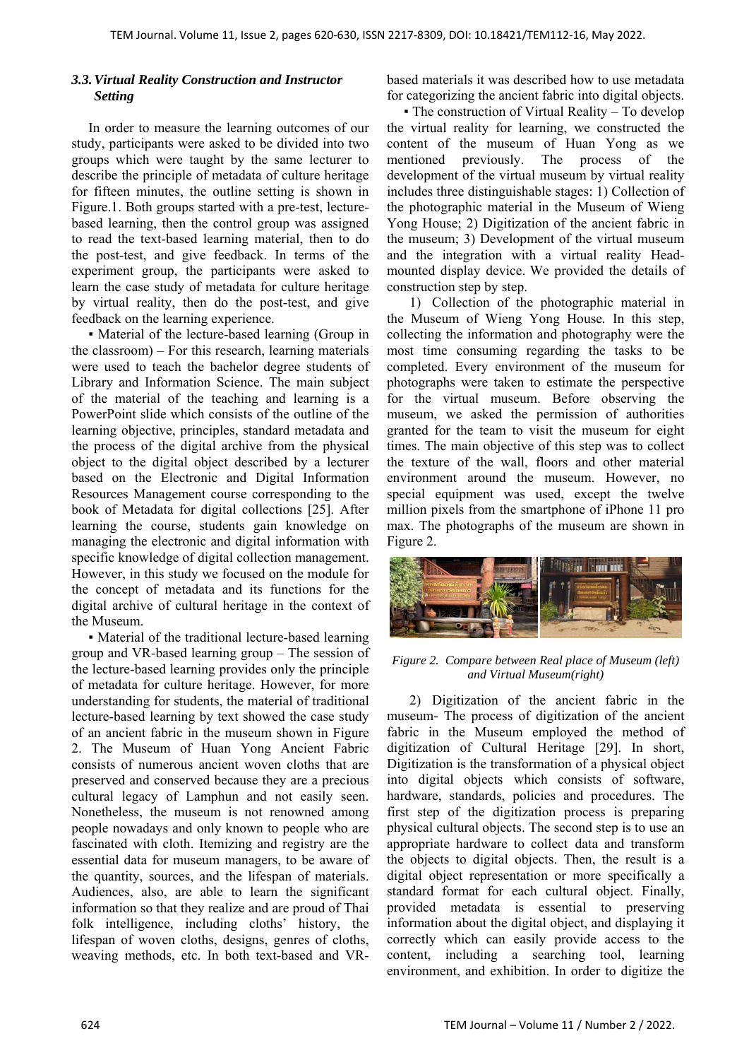### 3.3. *Virtual Reality Construction and Instructor Setting*

In order to measure the learning outcomes of our study, participants were asked to be divided into two groups which were taught by the same lecturer to describe the principle of metadata of culture heritage for fifteen minutes, the outline setting is shown in Figure.1. Both groups started with a pre-test, lecture-based learning, then the control group was assigned to read the text-based learning material, then to do the post-test, and give feedback. In terms of the experiment group, the participants were asked to learn the case study of metadata for culture heritage by virtual reality, then do the post-test, and give feedback on the learning experience.

▪ Material of the lecture-based learning (Group in the classroom) – For this research, learning materials were used to teach the bachelor degree students of Library and Information Science. The main subject of the material of the teaching and learning is a PowerPoint slide which consists of the outline of the learning objective, principles, standard metadata and the process of the digital archive from the physical object to the digital object described by a lecturer based on the Electronic and Digital Information Resources Management course corresponding to the book of Metadata for digital collections [25]. After learning the course, students gain knowledge on managing the electronic and digital information with specific knowledge of digital collection management. However, in this study we focused on the module for the concept of metadata and its functions for the digital archive of cultural heritage in the context of the Museum.

▪ Material of the traditional lecture-based learning group and VR-based learning group – The session of the lecture-based learning provides only the principle of metadata for culture heritage. However, for more understanding for students, the material of traditional lecture-based learning by text showed the case study of an ancient fabric in the museum shown in Figure 2. The Museum of Huan Yong Ancient Fabric consists of numerous ancient woven cloths that are preserved and conserved because they are a precious cultural legacy of Lamphun and not easily seen. Nonetheless, the museum is not renowned among people nowadays and only known to people who are fascinated with cloth. Itemizing and registry are the essential data for museum managers, to be aware of the quantity, sources, and the lifespan of materials. Audiences, also, are able to learn the significant information so that they realize and are proud of Thai folk intelligence, including cloths' history, the lifespan of woven cloths, designs, genres of cloths, weaving methods, etc. In both text-based and VR-based materials it was described how to use metadata for categorizing the ancient fabric into digital objects.

▪ The construction of Virtual Reality – To develop the virtual reality for learning, we constructed the content of the museum of Huan Yong as we mentioned previously. The process of the development of the virtual museum by virtual reality includes three distinguishable stages: 1) Collection of the photographic material in the Museum of Wieng Yong House; 2) Digitization of the ancient fabric in the museum; 3) Development of the virtual museum and the integration with a virtual reality Head-mounted display device. We provided the details of construction step by step.

1) Collection of the photographic material in the Museum of Wieng Yong House. In this step, collecting the information and photography were the most time consuming regarding the tasks to be completed. Every environment of the museum for photographs were taken to estimate the perspective for the virtual museum. Before observing the museum, we asked the permission of authorities granted for the team to visit the museum for eight times. The main objective of this step was to collect the texture of the wall, floors and other material environment around the museum. However, no special equipment was used, except the twelve million pixels from the smartphone of iPhone 11 pro max. The photographs of the museum are shown in Figure 2.

*Figure 2. Compare between Real place of Museum (left) and Virtual Museum(right)*

2) Digitization of the ancient fabric in the museum- The process of digitization of the ancient fabric in the Museum employed the method of digitization of Cultural Heritage [29]. In short, Digitization is the transformation of a physical object into digital objects which consists of software, hardware, standards, policies and procedures. The first step of the digitization process is preparing physical cultural objects. The second step is to use an appropriate hardware to collect data and transform the objects to digital objects. Then, the result is a digital object representation or more specifically a standard format for each cultural object. Finally, provided metadata is essential to preserving information about the digital object, and displaying it correctly which can easily provide access to the content, including a searching tool, learning environment, and exhibition. In order to digitize the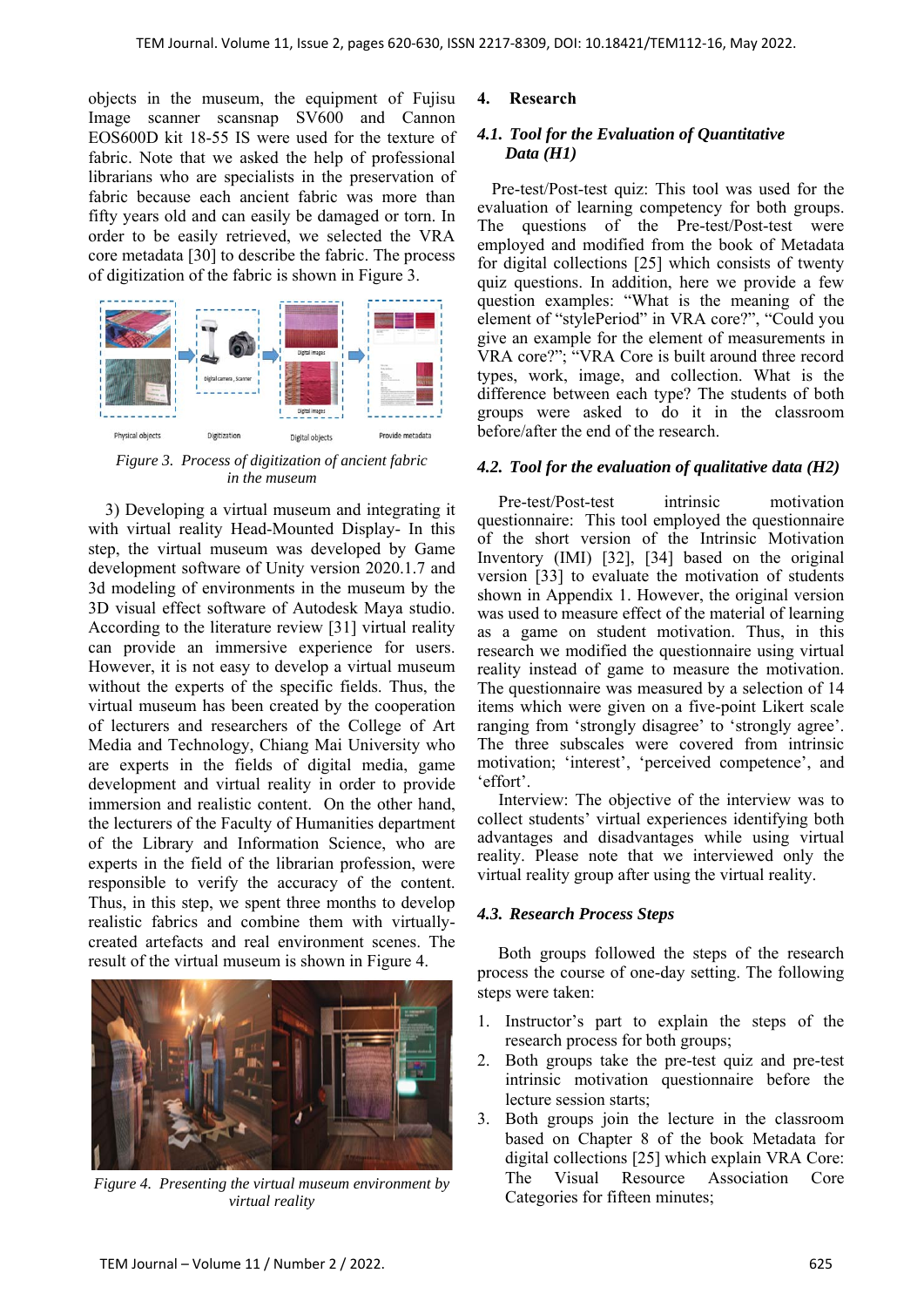objects in the museum, the equipment of Fujisu Image scanner scansnap SV600 and Cannon EOS600D kit 18-55 IS were used for the texture of fabric. Note that we asked the help of professional librarians who are specialists in the preservation of fabric because each ancient fabric was more than fifty years old and can easily be damaged or torn. In order to be easily retrieved, we selected the VRA core metadata [30] to describe the fabric. The process of digitization of the fabric is shown in Figure 3.

Physical objects

Digitization

Digital camera , Scanner

Digital objects

Digital images

Digital images

Provide metadata

*Figure 3. Process of digitization of ancient fabric in the museum*

3) Developing a virtual museum and integrating it with virtual reality Head-Mounted Display- In this step, the virtual museum was developed by Game development software of Unity version 2020.1.7 and 3d modeling of environments in the museum by the 3D visual effect software of Autodesk Maya studio. According to the literature review [31] virtual reality can provide an immersive experience for users. However, it is not easy to develop a virtual museum without the experts of the specific fields. Thus, the virtual museum has been created by the cooperation of lecturers and researchers of the College of Art Media and Technology, Chiang Mai University who are experts in the fields of digital media, game development and virtual reality in order to provide immersion and realistic content. On the other hand, the lecturers of the Faculty of Humanities department of the Library and Information Science, who are experts in the field of the librarian profession, were responsible to verify the accuracy of the content. Thus, in this step, we spent three months to develop realistic fabrics and combine them with virtually-created artefacts and real environment scenes. The result of the virtual museum is shown in Figure 4.

*Figure 4. Presenting the virtual museum environment by virtual reality*

## 4. Research

### *4.1. Tool for the Evaluation of Quantitative Data (H1)*

Pre-test/Post-test quiz: This tool was used for the evaluation of learning competency for both groups. The questions of the Pre-test/Post-test were employed and modified from the book of Metadata for digital collections [25] which consists of twenty quiz questions. In addition, here we provide a few question examples: "What is the meaning of the element of "stylePeriod" in VRA core?", "Could you give an example for the element of measurements in VRA core?"; "VRA Core is built around three record types, work, image, and collection. What is the difference between each type? The students of both groups were asked to do it in the classroom before/after the end of the research.

### *4.2. Tool for the evaluation of qualitative data (H2)*

Pre-test/Post-test intrinsic motivation questionnaire: This tool employed the questionnaire of the short version of the Intrinsic Motivation Inventory (IMI) [32], [34] based on the original version [33] to evaluate the motivation of students shown in Appendix 1. However, the original version was used to measure effect of the material of learning as a game on student motivation. Thus, in this research we modified the questionnaire using virtual reality instead of game to measure the motivation. The questionnaire was measured by a selection of 14 items which were given on a five-point Likert scale ranging from 'strongly disagree' to 'strongly agree'. The three subscales were covered from intrinsic motivation; 'interest', 'perceived competence', and 'effort'.

Interview: The objective of the interview was to collect students' virtual experiences identifying both advantages and disadvantages while using virtual reality. Please note that we interviewed only the virtual reality group after using the virtual reality.

### *4.3. Research Process Steps*

Both groups followed the steps of the research process the course of one-day setting. The following steps were taken:

1. Instructor's part to explain the steps of the research process for both groups;
2. Both groups take the pre-test quiz and pre-test intrinsic motivation questionnaire before the lecture session starts;
3. Both groups join the lecture in the classroom based on Chapter 8 of the book Metadata for digital collections [25] which explain VRA Core: The Visual Resource Association Core Categories for fifteen minutes;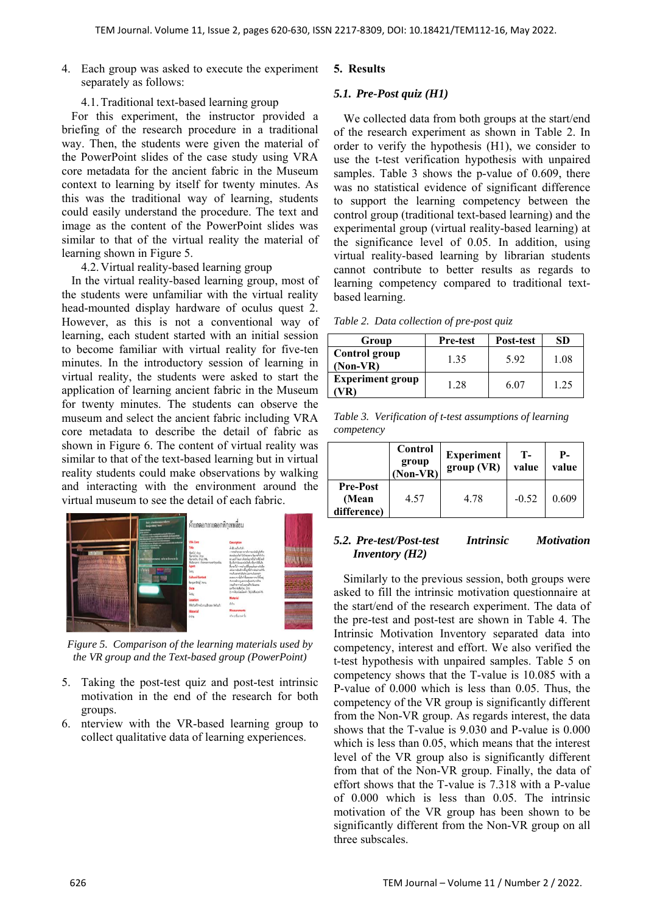4. Each group was asked to execute the experiment separately as follows:

   4.1. Traditional text-based learning group

For this experiment, the instructor provided a briefing of the research procedure in a traditional way. Then, the students were given the material of the PowerPoint slides of the case study using VRA core metadata for the ancient fabric in the Museum context to learning by itself for twenty minutes. As this was the traditional way of learning, students could easily understand the procedure. The text and image as the content of the PowerPoint slides was similar to that of the virtual reality the material of learning shown in Figure 5.

   4.2. Virtual reality-based learning group

In the virtual reality-based learning group, most of the students were unfamiliar with the virtual reality head-mounted display hardware of oculus quest 2. However, as this is not a conventional way of learning, each student started with an initial session to become familiar with virtual reality for five-ten minutes. In the introductory session of learning in virtual reality, the students were asked to start the application of learning ancient fabric in the Museum for twenty minutes. The students can observe the museum and select the ancient fabric including VRA core metadata to describe the detail of fabric as shown in Figure 6. The content of virtual reality was similar to that of the text-based learning but in virtual reality students could make observations by walking and interacting with the environment around the virtual museum to see the detail of each fabric.

*Figure 5. Comparison of the learning materials used by the VR group and the Text-based group (PowerPoint)*

5. Taking the post-test quiz and post-test intrinsic motivation in the end of the research for both groups.
6. nterview with the VR-based learning group to collect qualitative data of learning experiences.

## 5. Results

### *5.1. Pre-Post quiz (H1)*

We collected data from both groups at the start/end of the research experiment as shown in Table 2. In order to verify the hypothesis (H1), we consider to use the t-test verification hypothesis with unpaired samples. Table 3 shows the p-value of 0.609, there was no statistical evidence of significant difference to support the learning competency between the control group (traditional text-based learning) and the experimental group (virtual reality-based learning) at the significance level of 0.05. In addition, using virtual reality-based learning by librarian students cannot contribute to better results as regards to learning competency compared to traditional text-based learning.

*Table 2. Data collection of pre-post quiz*

| Group | Pre-test | Post-test | SD |
|---|---|---|---|
| **Control group (Non-VR)** | 1.35 | 5.92 | 1.08 |
| **Experiment group (VR)** | 1.28 | 6.07 | 1.25 |

*Table 3. Verification of t-test assumptions of learning competency*

| | Control group (Non-VR) | Experiment group (VR) | T-value | P-value |
|---|---|---|---|---|
| **Pre-Post (Mean difference)** | 4.57 | 4.78 | -0.52 | 0.609 |

### *5.2. Pre-test/Post-test Intrinsic Motivation Inventory (H2)*

Similarly to the previous session, both groups were asked to fill the intrinsic motivation questionnaire at the start/end of the research experiment. The data of the pre-test and post-test are shown in Table 4. The Intrinsic Motivation Inventory separated data into competency, interest and effort. We also verified the t-test hypothesis with unpaired samples. Table 5 on competency shows that the T-value is 10.085 with a P-value of 0.000 which is less than 0.05. Thus, the competency of the VR group is significantly different from the Non-VR group. As regards interest, the data shows that the T-value is 9.030 and P-value is 0.000 which is less than 0.05, which means that the interest level of the VR group also is significantly different from that of the Non-VR group. Finally, the data of effort shows that the T-value is 7.318 with a P-value of 0.000 which is less than 0.05. The intrinsic motivation of the VR group has been shown to be significantly different from the Non-VR group on all three subscales.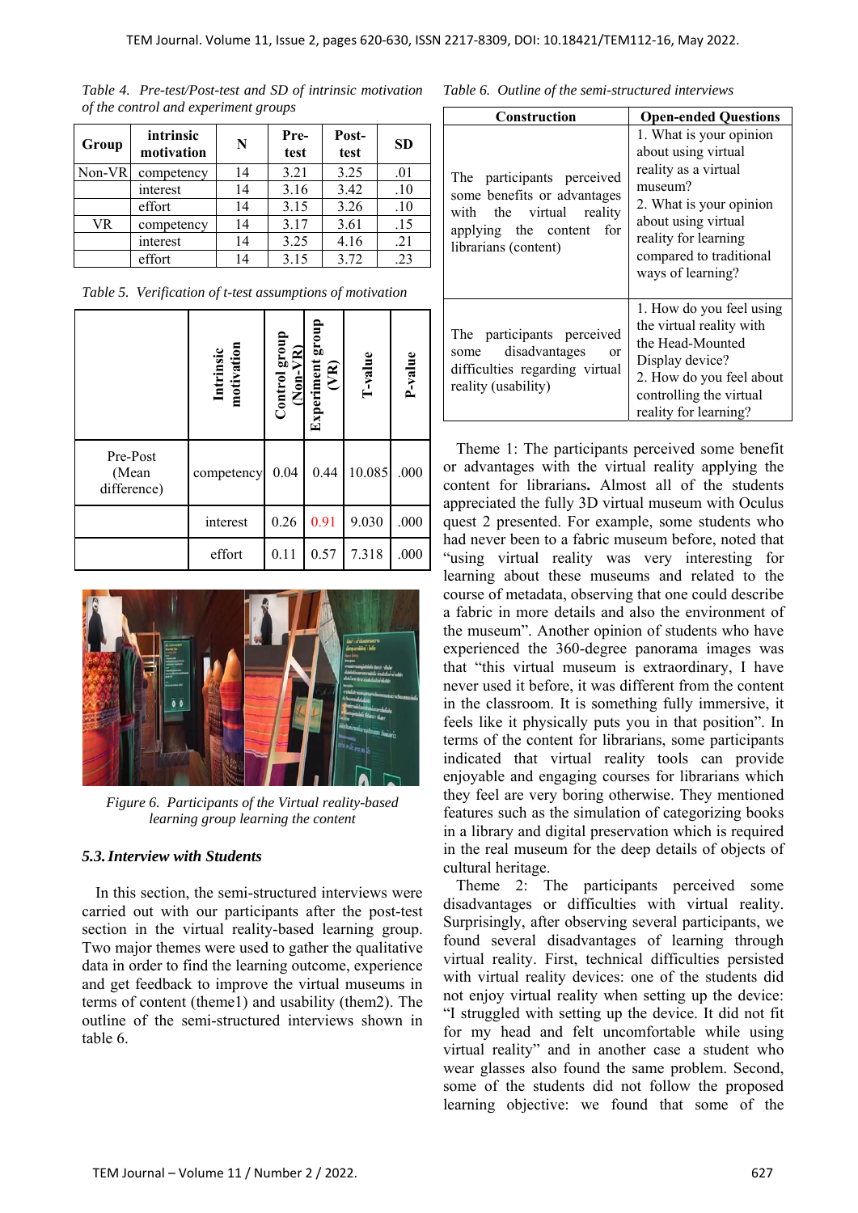*Table 4. Pre-test/Post-test and SD of intrinsic motivation of the control and experiment groups*

| Group | intrinsic motivation | N | Pre-test | Post-test | SD |
|---|---|---|---|---|---|
| Non-VR | competency | 14 | 3.21 | 3.25 | .01 |
| | interest | 14 | 3.16 | 3.42 | .10 |
| | effort | 14 | 3.15 | 3.26 | .10 |
| VR | competency | 14 | 3.17 | 3.61 | .15 |
| | interest | 14 | 3.25 | 4.16 | .21 |
| | effort | 14 | 3.15 | 3.72 | .23 |

*Table 5. Verification of t-test assumptions of motivation*

| | Intrinsic motivation | Control group (Non-VR) | Experiment group (VR) | T-value | P-value |
|---|---|---|---|---|---|
| Pre-Post (Mean difference) | competency | 0.04 | 0.44 | 10.085 | .000 |
| | interest | 0.26 | 0.91 | 9.030 | .000 |
| | effort | 0.11 | 0.57 | 7.318 | .000 |

*Figure 6. Participants of the Virtual reality-based learning group learning the content*

### 5.3. Interview with Students

In this section, the semi-structured interviews were carried out with our participants after the post-test section in the virtual reality-based learning group. Two major themes were used to gather the qualitative data in order to find the learning outcome, experience and get feedback to improve the virtual museums in terms of content (theme1) and usability (them2). The outline of the semi-structured interviews shown in table 6.

*Table 6. Outline of the semi-structured interviews*

| Construction | Open-ended Questions |
|---|---|
| The participants perceived some benefits or advantages with the virtual reality applying the content for librarians (content) | 1. What is your opinion about using virtual reality as a virtual museum? 2. What is your opinion about using virtual reality for learning compared to traditional ways of learning? |
| The participants perceived some disadvantages or difficulties regarding virtual reality (usability) | 1. How do you feel using the virtual reality with the Head-Mounted Display device? 2. How do you feel about controlling the virtual reality for learning? |

Theme 1: The participants perceived some benefit or advantages with the virtual reality applying the content for librarians**.** Almost all of the students appreciated the fully 3D virtual museum with Oculus quest 2 presented. For example, some students who had never been to a fabric museum before, noted that "using virtual reality was very interesting for learning about these museums and related to the course of metadata, observing that one could describe a fabric in more details and also the environment of the museum". Another opinion of students who have experienced the 360-degree panorama images was that "this virtual museum is extraordinary, I have never used it before, it was different from the content in the classroom. It is something fully immersive, it feels like it physically puts you in that position". In terms of the content for librarians, some participants indicated that virtual reality tools can provide enjoyable and engaging courses for librarians which they feel are very boring otherwise. They mentioned features such as the simulation of categorizing books in a library and digital preservation which is required in the real museum for the deep details of objects of cultural heritage.

Theme 2: The participants perceived some disadvantages or difficulties with virtual reality. Surprisingly, after observing several participants, we found several disadvantages of learning through virtual reality. First, technical difficulties persisted with virtual reality devices: one of the students did not enjoy virtual reality when setting up the device: "I struggled with setting up the device. It did not fit for my head and felt uncomfortable while using virtual reality" and in another case a student who wear glasses also found the same problem. Second, some of the students did not follow the proposed learning objective: we found that some of the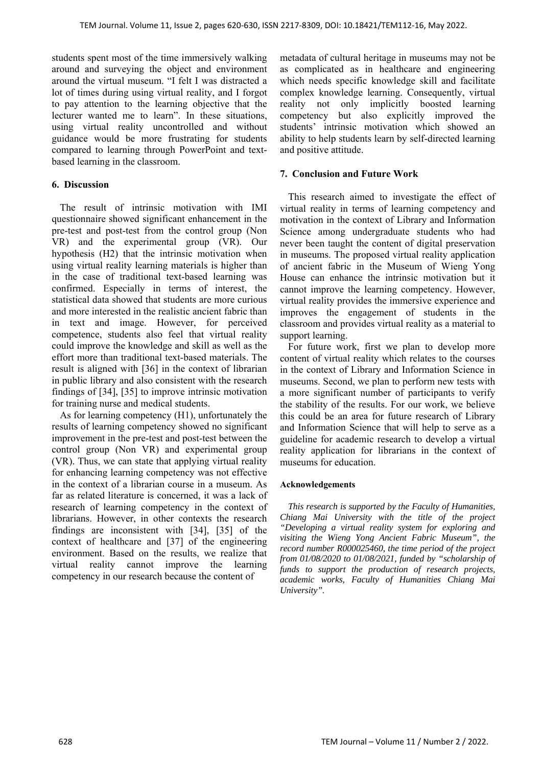students spent most of the time immersively walking around and surveying the object and environment around the virtual museum. "I felt I was distracted a lot of times during using virtual reality, and I forgot to pay attention to the learning objective that the lecturer wanted me to learn". In these situations, using virtual reality uncontrolled and without guidance would be more frustrating for students compared to learning through PowerPoint and text-based learning in the classroom.

## 6. Discussion

The result of intrinsic motivation with IMI questionnaire showed significant enhancement in the pre-test and post-test from the control group (Non VR) and the experimental group (VR). Our hypothesis (H2) that the intrinsic motivation when using virtual reality learning materials is higher than in the case of traditional text-based learning was confirmed. Especially in terms of interest, the statistical data showed that students are more curious and more interested in the realistic ancient fabric than in text and image. However, for perceived competence, students also feel that virtual reality could improve the knowledge and skill as well as the effort more than traditional text-based materials. The result is aligned with [36] in the context of librarian in public library and also consistent with the research findings of [34], [35] to improve intrinsic motivation for training nurse and medical students.

As for learning competency (H1), unfortunately the results of learning competency showed no significant improvement in the pre-test and post-test between the control group (Non VR) and experimental group (VR). Thus, we can state that applying virtual reality for enhancing learning competency was not effective in the context of a librarian course in a museum. As far as related literature is concerned, it was a lack of research of learning competency in the context of librarians. However, in other contexts the research findings are inconsistent with [34], [35] of the context of healthcare and [37] of the engineering environment. Based on the results, we realize that virtual reality cannot improve the learning competency in our research because the content of metadata of cultural heritage in museums may not be as complicated as in healthcare and engineering which needs specific knowledge skill and facilitate complex knowledge learning. Consequently, virtual reality not only implicitly boosted learning competency but also explicitly improved the students' intrinsic motivation which showed an ability to help students learn by self-directed learning and positive attitude.

## 7. Conclusion and Future Work

This research aimed to investigate the effect of virtual reality in terms of learning competency and motivation in the context of Library and Information Science among undergraduate students who had never been taught the content of digital preservation in museums. The proposed virtual reality application of ancient fabric in the Museum of Wieng Yong House can enhance the intrinsic motivation but it cannot improve the learning competency. However, virtual reality provides the immersive experience and improves the engagement of students in the classroom and provides virtual reality as a material to support learning.

For future work, first we plan to develop more content of virtual reality which relates to the courses in the context of Library and Information Science in museums. Second, we plan to perform new tests with a more significant number of participants to verify the stability of the results. For our work, we believe this could be an area for future research of Library and Information Science that will help to serve as a guideline for academic research to develop a virtual reality application for librarians in the context of museums for education.

#### Acknowledgements

*This research is supported by the Faculty of Humanities, Chiang Mai University with the title of the project "Developing a virtual reality system for exploring and visiting the Wieng Yong Ancient Fabric Museum", the record number R000025460, the time period of the project from 01/08/2020 to 01/08/2021, funded by "scholarship of funds to support the production of research projects, academic works, Faculty of Humanities Chiang Mai University".*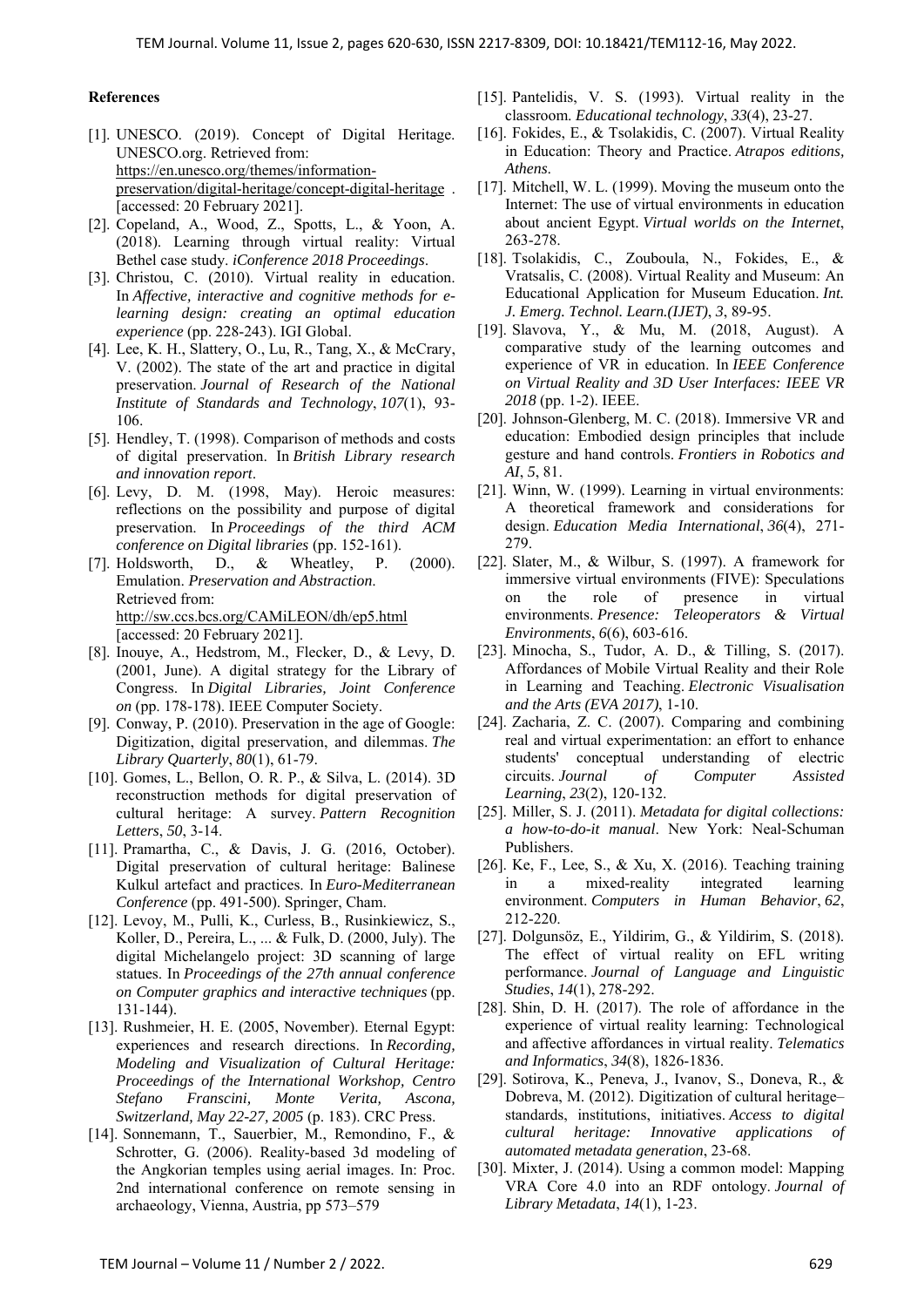**References**

[1]. UNESCO. (2019). Concept of Digital Heritage. UNESCO.org. Retrieved from: https://en.unesco.org/themes/information-preservation/digital-heritage/concept-digital-heritage . [accessed: 20 February 2021].

[2]. Copeland, A., Wood, Z., Spotts, L., & Yoon, A. (2018). Learning through virtual reality: Virtual Bethel case study. *iConference 2018 Proceedings*.

[3]. Christou, C. (2010). Virtual reality in education. In *Affective, interactive and cognitive methods for e-learning design: creating an optimal education experience* (pp. 228-243). IGI Global.

[4]. Lee, K. H., Slattery, O., Lu, R., Tang, X., & McCrary, V. (2002). The state of the art and practice in digital preservation. *Journal of Research of the National Institute of Standards and Technology*, *107*(1), 93-106.

[5]. Hendley, T. (1998). Comparison of methods and costs of digital preservation. In *British Library research and innovation report*.

[6]. Levy, D. M. (1998, May). Heroic measures: reflections on the possibility and purpose of digital preservation. In *Proceedings of the third ACM conference on Digital libraries* (pp. 152-161).

[7]. Holdsworth, D., & Wheatley, P. (2000). Emulation. *Preservation and Abstraction*. Retrieved from: http://sw.ccs.bcs.org/CAMiLEON/dh/ep5.html [accessed: 20 February 2021].

[8]. Inouye, A., Hedstrom, M., Flecker, D., & Levy, D. (2001, June). A digital strategy for the Library of Congress. In *Digital Libraries, Joint Conference on* (pp. 178-178). IEEE Computer Society.

[9]. Conway, P. (2010). Preservation in the age of Google: Digitization, digital preservation, and dilemmas. *The Library Quarterly*, *80*(1), 61-79.

[10]. Gomes, L., Bellon, O. R. P., & Silva, L. (2014). 3D reconstruction methods for digital preservation of cultural heritage: A survey. *Pattern Recognition Letters*, *50*, 3-14.

[11]. Pramartha, C., & Davis, J. G. (2016, October). Digital preservation of cultural heritage: Balinese Kulkul artefact and practices. In *Euro-Mediterranean Conference* (pp. 491-500). Springer, Cham.

[12]. Levoy, M., Pulli, K., Curless, B., Rusinkiewicz, S., Koller, D., Pereira, L., ... & Fulk, D. (2000, July). The digital Michelangelo project: 3D scanning of large statues. In *Proceedings of the 27th annual conference on Computer graphics and interactive techniques* (pp. 131-144).

[13]. Rushmeier, H. E. (2005, November). Eternal Egypt: experiences and research directions. In *Recording, Modeling and Visualization of Cultural Heritage: Proceedings of the International Workshop, Centro Stefano Franscini, Monte Verita, Ascona, Switzerland, May 22-27, 2005* (p. 183). CRC Press.

[14]. Sonnemann, T., Sauerbier, M., Remondino, F., & Schrotter, G. (2006). Reality-based 3d modeling of the Angkorian temples using aerial images. In: Proc. 2nd international conference on remote sensing in archaeology, Vienna, Austria, pp 573–579

[15]. Pantelidis, V. S. (1993). Virtual reality in the classroom. *Educational technology*, *33*(4), 23-27.

[16]. Fokides, E., & Tsolakidis, C. (2007). Virtual Reality in Education: Theory and Practice. *Atrapos editions, Athens*.

[17]. Mitchell, W. L. (1999). Moving the museum onto the Internet: The use of virtual environments in education about ancient Egypt. *Virtual worlds on the Internet*, 263-278.

[18]. Tsolakidis, C., Zouboula, N., Fokides, E., & Vratsalis, C. (2008). Virtual Reality and Museum: An Educational Application for Museum Education. *Int. J. Emerg. Technol. Learn.(IJET)*, *3*, 89-95.

[19]. Slavova, Y., & Mu, M. (2018, August). A comparative study of the learning outcomes and experience of VR in education. In *IEEE Conference on Virtual Reality and 3D User Interfaces: IEEE VR 2018* (pp. 1-2). IEEE.

[20]. Johnson-Glenberg, M. C. (2018). Immersive VR and education: Embodied design principles that include gesture and hand controls. *Frontiers in Robotics and AI*, *5*, 81.

[21]. Winn, W. (1999). Learning in virtual environments: A theoretical framework and considerations for design. *Education Media International*, *36*(4), 271-279.

[22]. Slater, M., & Wilbur, S. (1997). A framework for immersive virtual environments (FIVE): Speculations on the role of presence in virtual environments. *Presence: Teleoperators & Virtual Environments*, *6*(6), 603-616.

[23]. Minocha, S., Tudor, A. D., & Tilling, S. (2017). Affordances of Mobile Virtual Reality and their Role in Learning and Teaching. *Electronic Visualisation and the Arts (EVA 2017)*, 1-10.

[24]. Zacharia, Z. C. (2007). Comparing and combining real and virtual experimentation: an effort to enhance students' conceptual understanding of electric circuits. *Journal of Computer Assisted Learning*, *23*(2), 120-132.

[25]. Miller, S. J. (2011). *Metadata for digital collections: a how-to-do-it manual*. New York: Neal-Schuman Publishers.

[26]. Ke, F., Lee, S., & Xu, X. (2016). Teaching training in a mixed-reality integrated learning environment. *Computers in Human Behavior*, *62*, 212-220.

[27]. Dolgunsöz, E., Yildirim, G., & Yildirim, S. (2018). The effect of virtual reality on EFL writing performance. *Journal of Language and Linguistic Studies*, *14*(1), 278-292.

[28]. Shin, D. H. (2017). The role of affordance in the experience of virtual reality learning: Technological and affective affordances in virtual reality. *Telematics and Informatics*, *34*(8), 1826-1836.

[29]. Sotirova, K., Peneva, J., Ivanov, S., Doneva, R., & Dobreva, M. (2012). Digitization of cultural heritage–standards, institutions, initiatives. *Access to digital cultural heritage: Innovative applications of automated metadata generation*, 23-68.

[30]. Mixter, J. (2014). Using a common model: Mapping VRA Core 4.0 into an RDF ontology. *Journal of Library Metadata*, *14*(1), 1-23.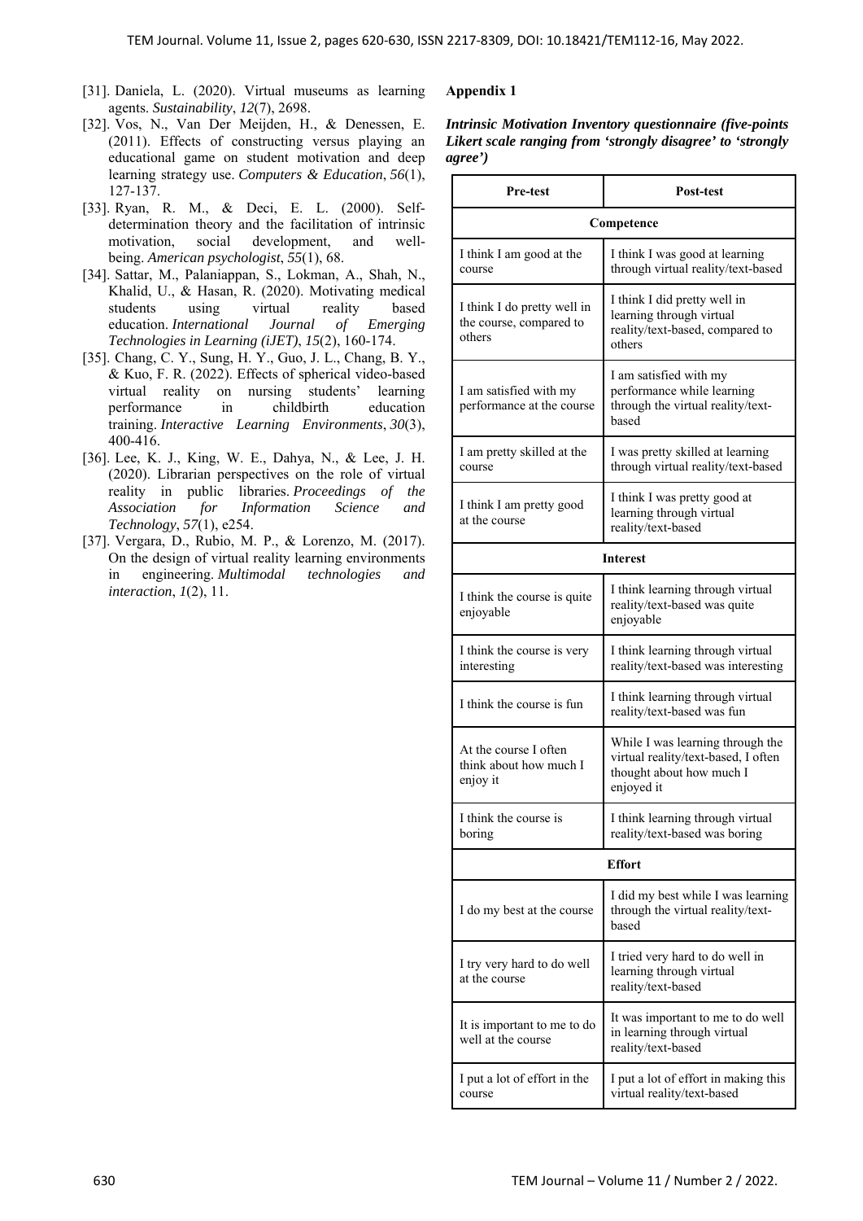[31]. Daniela, L. (2020). Virtual museums as learning agents. *Sustainability*, *12*(7), 2698.

[32]. Vos, N., Van Der Meijden, H., & Denessen, E. (2011). Effects of constructing versus playing an educational game on student motivation and deep learning strategy use. *Computers & Education*, *56*(1), 127-137.

[33]. Ryan, R. M., & Deci, E. L. (2000). Self-determination theory and the facilitation of intrinsic motivation, social development, and well-being. *American psychologist*, *55*(1), 68.

[34]. Sattar, M., Palaniappan, S., Lokman, A., Shah, N., Khalid, U., & Hasan, R. (2020). Motivating medical students using virtual reality based education. *International Journal of Emerging Technologies in Learning (iJET)*, *15*(2), 160-174.

[35]. Chang, C. Y., Sung, H. Y., Guo, J. L., Chang, B. Y., & Kuo, F. R. (2022). Effects of spherical video-based virtual reality on nursing students' learning performance in childbirth education training. *Interactive Learning Environments*, *30*(3), 400-416.

[36]. Lee, K. J., King, W. E., Dahya, N., & Lee, J. H. (2020). Librarian perspectives on the role of virtual reality in public libraries. *Proceedings of the Association for Information Science and Technology*, *57*(1), e254.

[37]. Vergara, D., Rubio, M. P., & Lorenzo, M. (2017). On the design of virtual reality learning environments in engineering. *Multimodal technologies and interaction*, *1*(2), 11.

## Appendix 1

***Intrinsic Motivation Inventory questionnaire (five-points Likert scale ranging from 'strongly disagree' to 'strongly agree')***

| Pre-test | Post-test |
|---|---|
| **Competence** | |
| I think I am good at the course | I think I was good at learning through virtual reality/text-based |
| I think I do pretty well in the course, compared to others | I think I did pretty well in learning through virtual reality/text-based, compared to others |
| I am satisfied with my performance at the course | I am satisfied with my performance while learning through the virtual reality/text-based |
| I am pretty skilled at the course | I was pretty skilled at learning through virtual reality/text-based |
| I think I am pretty good at the course | I think I was pretty good at learning through virtual reality/text-based |
| **Interest** | |
| I think the course is quite enjoyable | I think learning through virtual reality/text-based was quite enjoyable |
| I think the course is very interesting | I think learning through virtual reality/text-based was interesting |
| I think the course is fun | I think learning through virtual reality/text-based was fun |
| At the course I often think about how much I enjoy it | While I was learning through the virtual reality/text-based, I often thought about how much I enjoyed it |
| I think the course is boring | I think learning through virtual reality/text-based was boring |
| **Effort** | |
| I do my best at the course | I did my best while I was learning through the virtual reality/text-based |
| I try very hard to do well at the course | I tried very hard to do well in learning through virtual reality/text-based |
| It is important to me to do well at the course | It was important to me to do well in learning through virtual reality/text-based |
| I put a lot of effort in the course | I put a lot of effort in making this virtual reality/text-based |